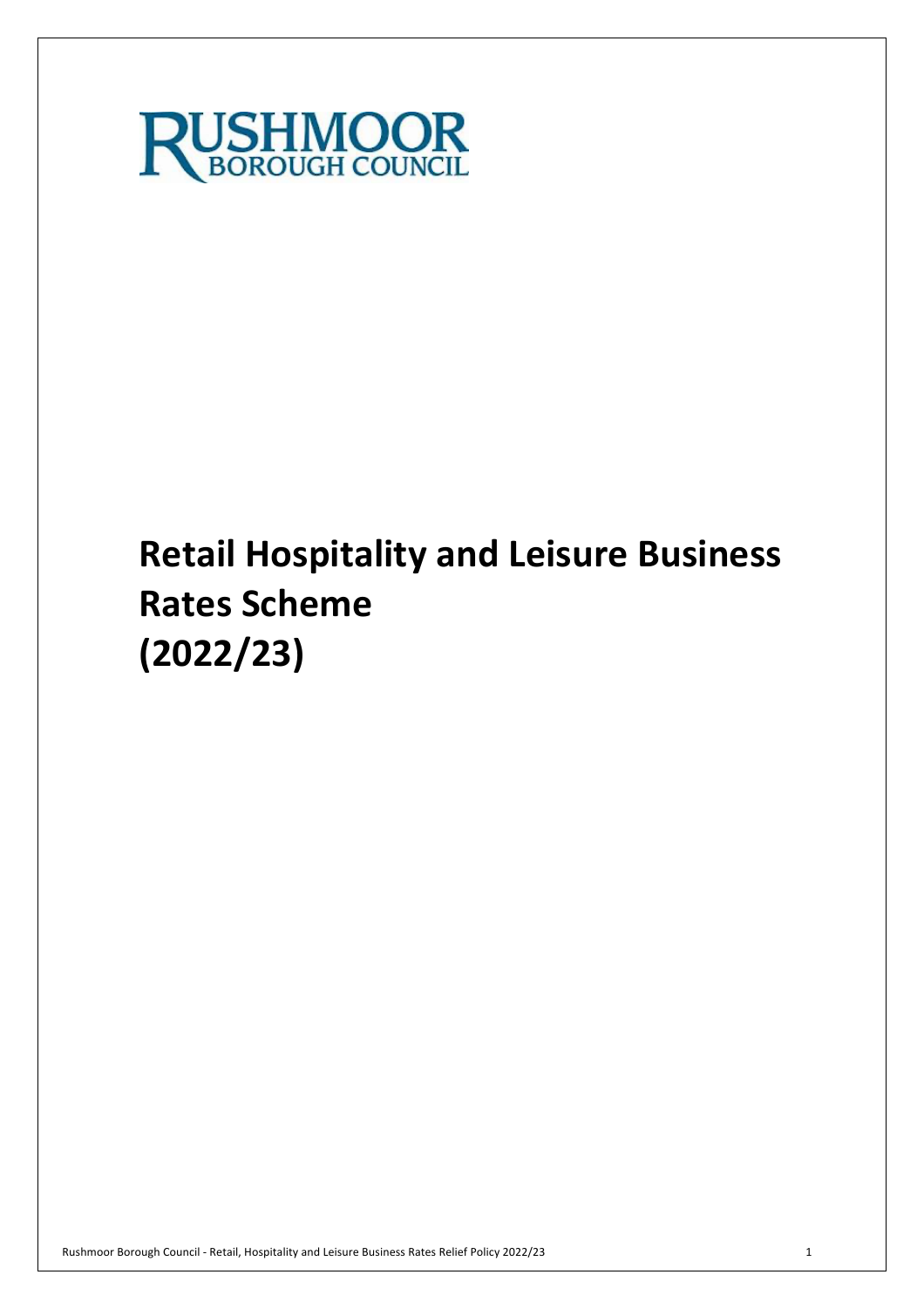RUSHMOOR BOROUGH COUNCIL

# Retail Hospitality and Leisure Business Rates Scheme (2022/23)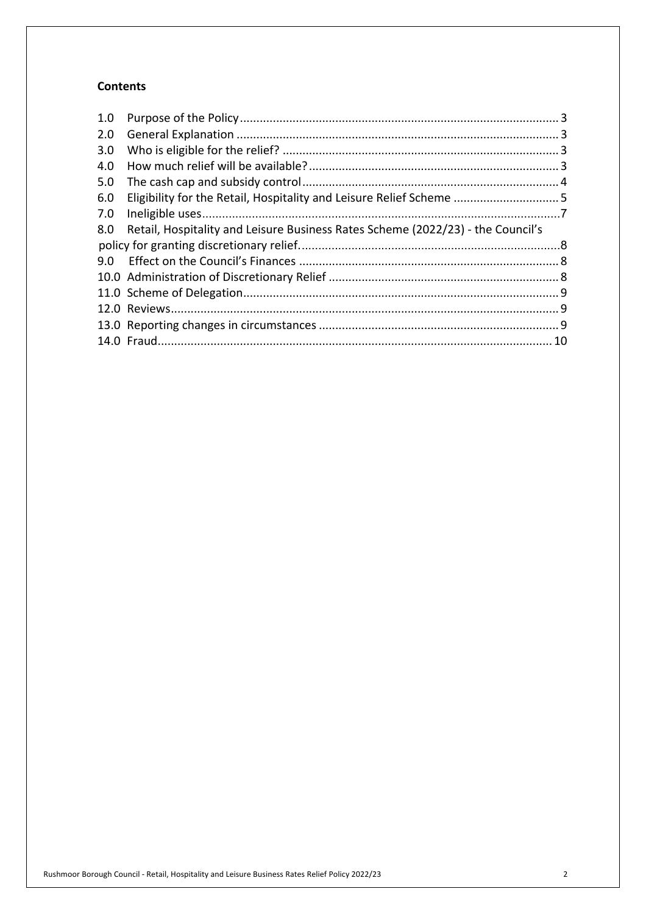**Contents**

1.0 Purpose of the Policy ... 3
2.0 General Explanation ... 3
3.0 Who is eligible for the relief? ... 3
4.0 How much relief will be available? ... 3
5.0 The cash cap and subsidy control ... 4
6.0 Eligibility for the Retail, Hospitality and Leisure Relief Scheme ... 5
7.0 Ineligible uses ... 7
8.0 Retail, Hospitality and Leisure Business Rates Scheme (2022/23) - the Council's policy for granting discretionary relief. ... 8
9.0 Effect on the Council's Finances ... 8
10.0 Administration of Discretionary Relief ... 8
11.0 Scheme of Delegation ... 9
12.0 Reviews ... 9
13.0 Reporting changes in circumstances ... 9
14.0 Fraud ... 10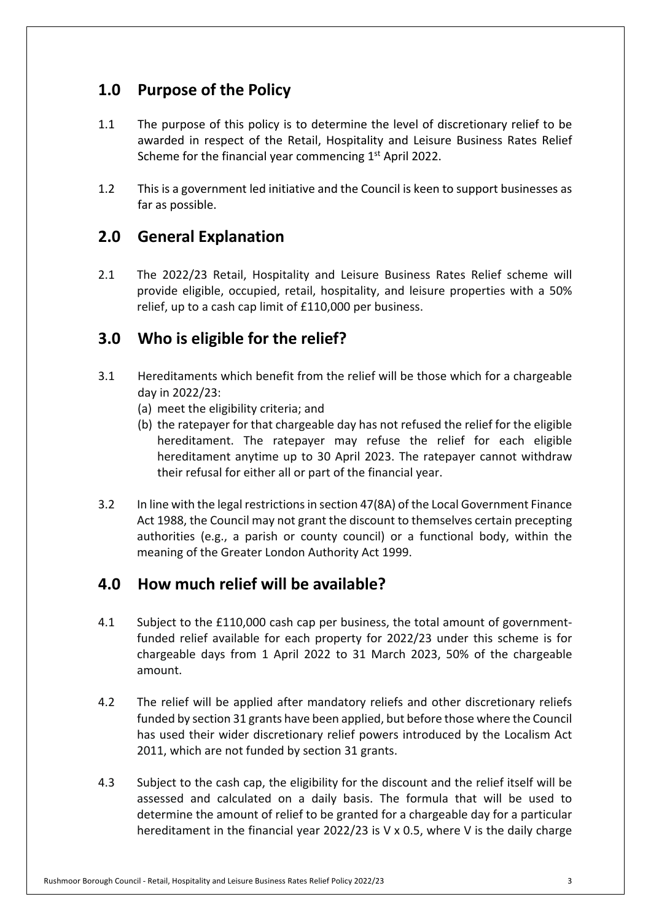## 1.0 Purpose of the Policy

1.1 The purpose of this policy is to determine the level of discretionary relief to be awarded in respect of the Retail, Hospitality and Leisure Business Rates Relief Scheme for the financial year commencing 1st April 2022.

1.2 This is a government led initiative and the Council is keen to support businesses as far as possible.

## 2.0 General Explanation

2.1 The 2022/23 Retail, Hospitality and Leisure Business Rates Relief scheme will provide eligible, occupied, retail, hospitality, and leisure properties with a 50% relief, up to a cash cap limit of £110,000 per business.

## 3.0 Who is eligible for the relief?

3.1 Hereditaments which benefit from the relief will be those which for a chargeable day in 2022/23:

(a) meet the eligibility criteria; and

(b) the ratepayer for that chargeable day has not refused the relief for the eligible hereditament. The ratepayer may refuse the relief for each eligible hereditament anytime up to 30 April 2023. The ratepayer cannot withdraw their refusal for either all or part of the financial year.

3.2 In line with the legal restrictions in section 47(8A) of the Local Government Finance Act 1988, the Council may not grant the discount to themselves certain precepting authorities (e.g., a parish or county council) or a functional body, within the meaning of the Greater London Authority Act 1999.

## 4.0 How much relief will be available?

4.1 Subject to the £110,000 cash cap per business, the total amount of government-funded relief available for each property for 2022/23 under this scheme is for chargeable days from 1 April 2022 to 31 March 2023, 50% of the chargeable amount.

4.2 The relief will be applied after mandatory reliefs and other discretionary reliefs funded by section 31 grants have been applied, but before those where the Council has used their wider discretionary relief powers introduced by the Localism Act 2011, which are not funded by section 31 grants.

4.3 Subject to the cash cap, the eligibility for the discount and the relief itself will be assessed and calculated on a daily basis. The formula that will be used to determine the amount of relief to be granted for a chargeable day for a particular hereditament in the financial year 2022/23 is $V \times 0.5$, where V is the daily charge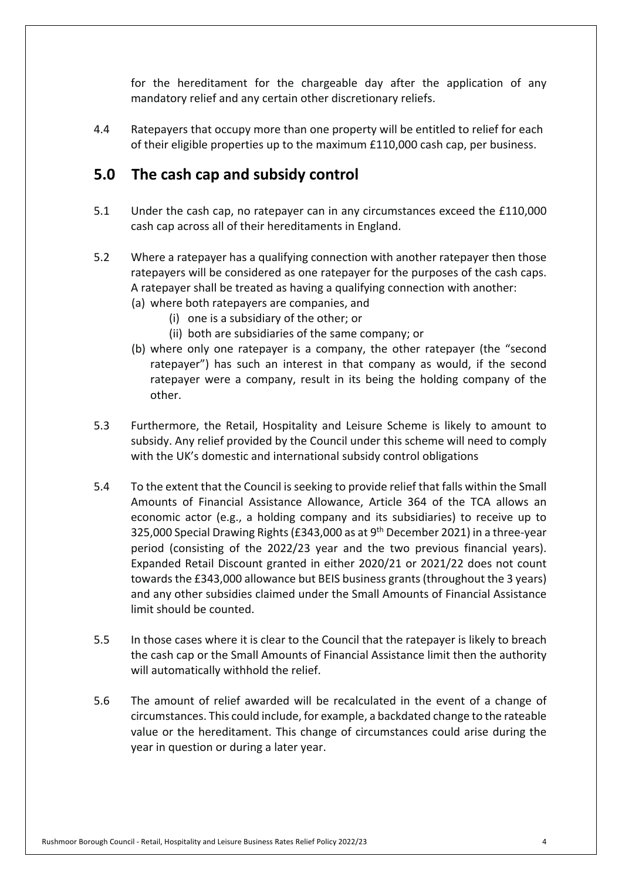for the hereditament for the chargeable day after the application of any mandatory relief and any certain other discretionary reliefs.

4.4 Ratepayers that occupy more than one property will be entitled to relief for each of their eligible properties up to the maximum £110,000 cash cap, per business.

## 5.0 The cash cap and subsidy control

5.1 Under the cash cap, no ratepayer can in any circumstances exceed the £110,000 cash cap across all of their hereditaments in England.

5.2 Where a ratepayer has a qualifying connection with another ratepayer then those ratepayers will be considered as one ratepayer for the purposes of the cash caps. A ratepayer shall be treated as having a qualifying connection with another:

- (a) where both ratepayers are companies, and
  - (i) one is a subsidiary of the other; or
  - (ii) both are subsidiaries of the same company; or
- (b) where only one ratepayer is a company, the other ratepayer (the "second ratepayer") has such an interest in that company as would, if the second ratepayer were a company, result in its being the holding company of the other.

5.3 Furthermore, the Retail, Hospitality and Leisure Scheme is likely to amount to subsidy. Any relief provided by the Council under this scheme will need to comply with the UK's domestic and international subsidy control obligations

5.4 To the extent that the Council is seeking to provide relief that falls within the Small Amounts of Financial Assistance Allowance, Article 364 of the TCA allows an economic actor (e.g., a holding company and its subsidiaries) to receive up to 325,000 Special Drawing Rights (£343,000 as at 9th December 2021) in a three-year period (consisting of the 2022/23 year and the two previous financial years). Expanded Retail Discount granted in either 2020/21 or 2021/22 does not count towards the £343,000 allowance but BEIS business grants (throughout the 3 years) and any other subsidies claimed under the Small Amounts of Financial Assistance limit should be counted.

5.5 In those cases where it is clear to the Council that the ratepayer is likely to breach the cash cap or the Small Amounts of Financial Assistance limit then the authority will automatically withhold the relief.

5.6 The amount of relief awarded will be recalculated in the event of a change of circumstances. This could include, for example, a backdated change to the rateable value or the hereditament. This change of circumstances could arise during the year in question or during a later year.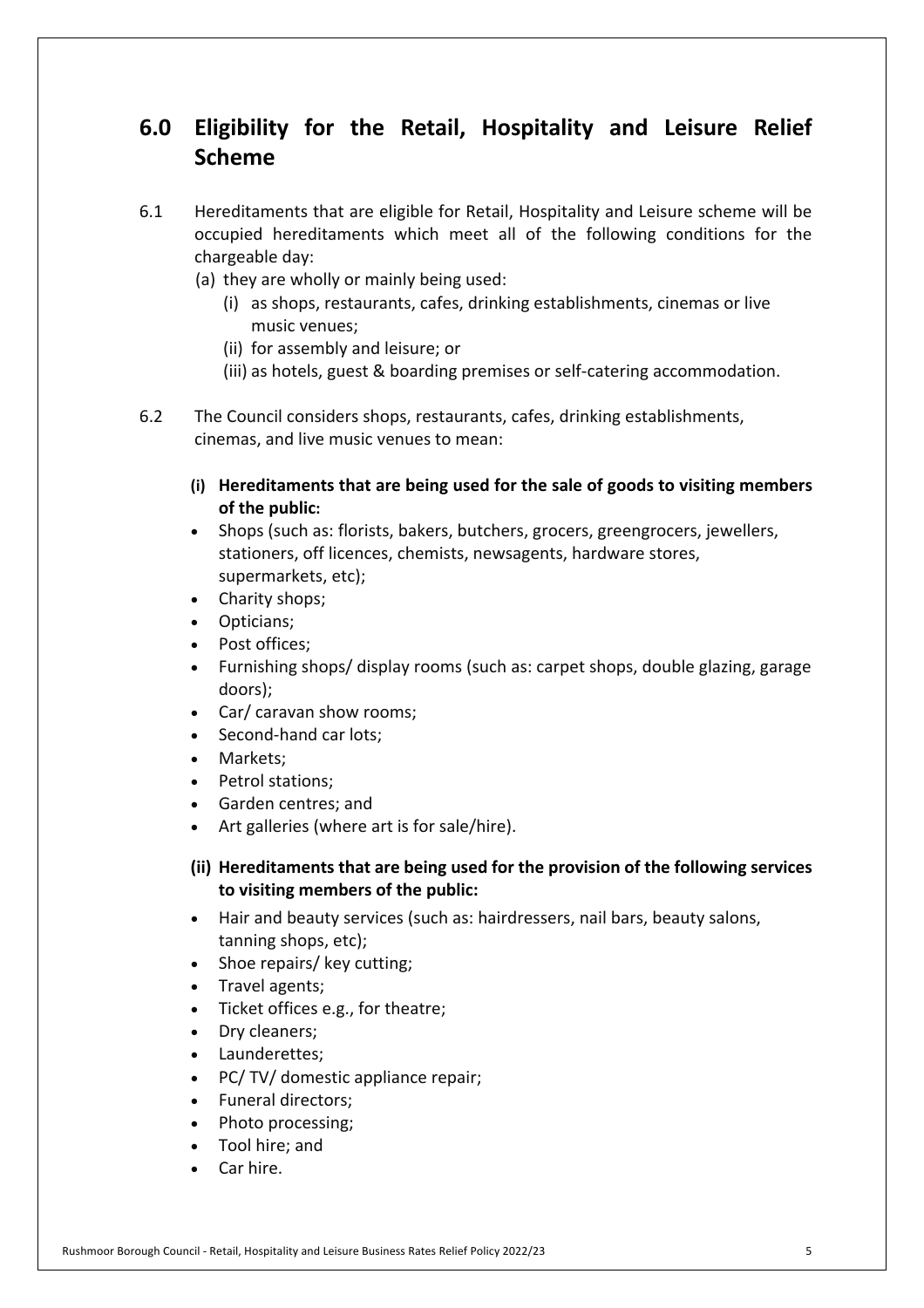## 6.0 Eligibility for the Retail, Hospitality and Leisure Relief Scheme

6.1 Hereditaments that are eligible for Retail, Hospitality and Leisure scheme will be occupied hereditaments which meet all of the following conditions for the chargeable day:

(a) they are wholly or mainly being used:

   (i) as shops, restaurants, cafes, drinking establishments, cinemas or live music venues;

   (ii) for assembly and leisure; or

   (iii) as hotels, guest & boarding premises or self-catering accommodation.

6.2 The Council considers shops, restaurants, cafes, drinking establishments, cinemas, and live music venues to mean:

**(i) Hereditaments that are being used for the sale of goods to visiting members of the public:**

- Shops (such as: florists, bakers, butchers, grocers, greengrocers, jewellers, stationers, off licences, chemists, newsagents, hardware stores, supermarkets, etc);
- Charity shops;
- Opticians;
- Post offices;
- Furnishing shops/ display rooms (such as: carpet shops, double glazing, garage doors);
- Car/ caravan show rooms;
- Second-hand car lots;
- Markets;
- Petrol stations;
- Garden centres; and
- Art galleries (where art is for sale/hire).

**(ii) Hereditaments that are being used for the provision of the following services to visiting members of the public:**

- Hair and beauty services (such as: hairdressers, nail bars, beauty salons, tanning shops, etc);
- Shoe repairs/ key cutting;
- Travel agents;
- Ticket offices e.g., for theatre;
- Dry cleaners;
- Launderettes;
- PC/ TV/ domestic appliance repair;
- Funeral directors;
- Photo processing;
- Tool hire; and
- Car hire.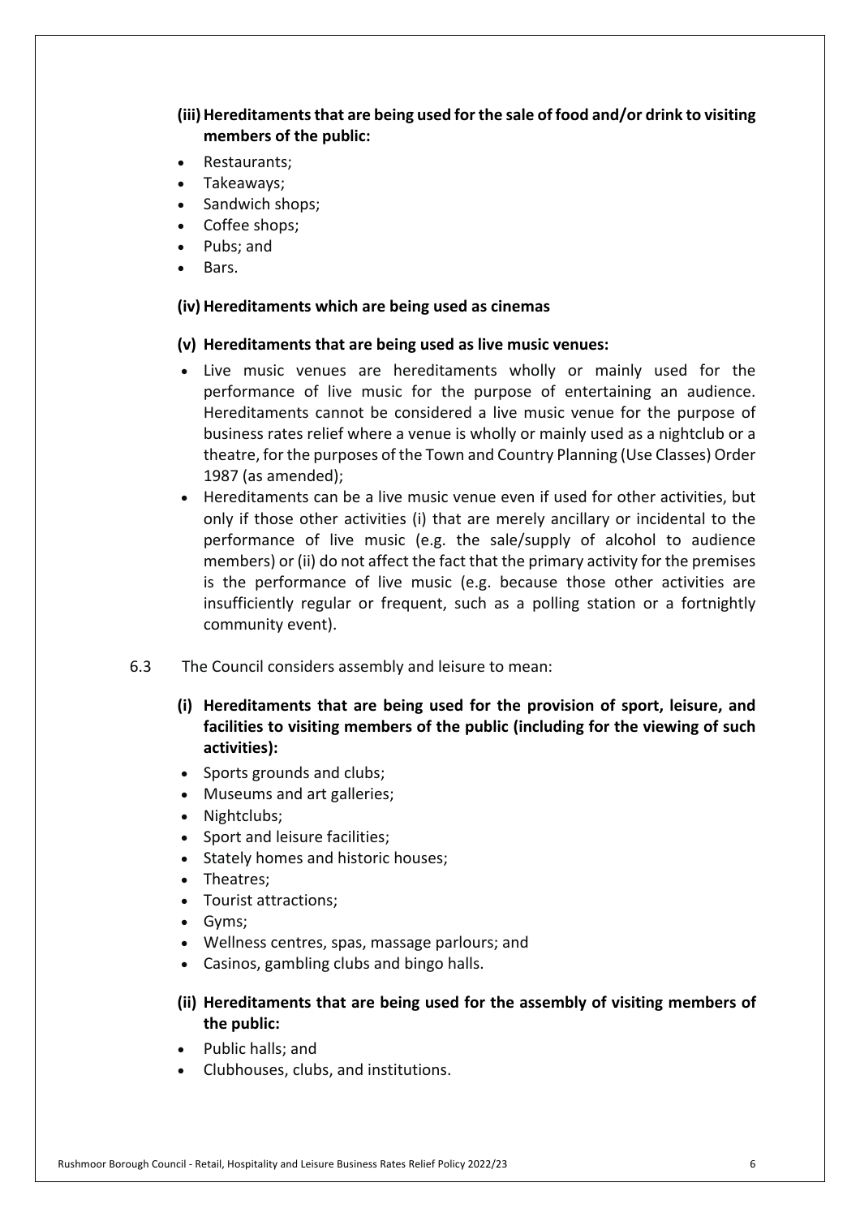**(iii) Hereditaments that are being used for the sale of food and/or drink to visiting members of the public:**

- Restaurants;
- Takeaways;
- Sandwich shops;
- Coffee shops;
- Pubs; and
- Bars.

**(iv) Hereditaments which are being used as cinemas**

**(v) Hereditaments that are being used as live music venues:**

- Live music venues are hereditaments wholly or mainly used for the performance of live music for the purpose of entertaining an audience. Hereditaments cannot be considered a live music venue for the purpose of business rates relief where a venue is wholly or mainly used as a nightclub or a theatre, for the purposes of the Town and Country Planning (Use Classes) Order 1987 (as amended);
- Hereditaments can be a live music venue even if used for other activities, but only if those other activities (i) that are merely ancillary or incidental to the performance of live music (e.g. the sale/supply of alcohol to audience members) or (ii) do not affect the fact that the primary activity for the premises is the performance of live music (e.g. because those other activities are insufficiently regular or frequent, such as a polling station or a fortnightly community event).

6.3 The Council considers assembly and leisure to mean:

**(i) Hereditaments that are being used for the provision of sport, leisure, and facilities to visiting members of the public (including for the viewing of such activities):**

- Sports grounds and clubs;
- Museums and art galleries;
- Nightclubs;
- Sport and leisure facilities;
- Stately homes and historic houses;
- Theatres;
- Tourist attractions;
- Gyms;
- Wellness centres, spas, massage parlours; and
- Casinos, gambling clubs and bingo halls.

**(ii) Hereditaments that are being used for the assembly of visiting members of the public:**

- Public halls; and
- Clubhouses, clubs, and institutions.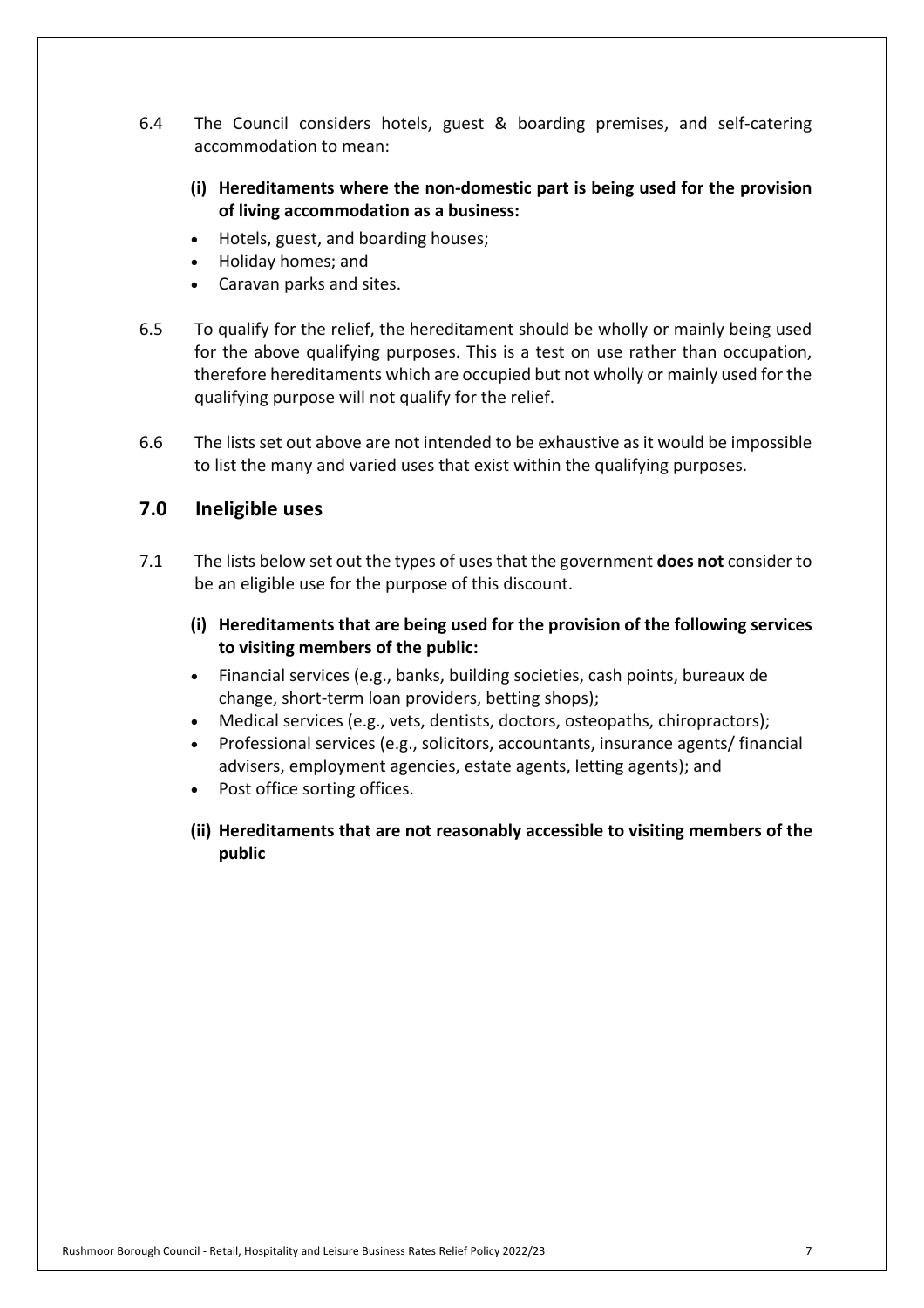6.4 The Council considers hotels, guest & boarding premises, and self-catering accommodation to mean:

**(i) Hereditaments where the non-domestic part is being used for the provision of living accommodation as a business:**

- Hotels, guest, and boarding houses;
- Holiday homes; and
- Caravan parks and sites.

6.5 To qualify for the relief, the hereditament should be wholly or mainly being used for the above qualifying purposes. This is a test on use rather than occupation, therefore hereditaments which are occupied but not wholly or mainly used for the qualifying purpose will not qualify for the relief.

6.6 The lists set out above are not intended to be exhaustive as it would be impossible to list the many and varied uses that exist within the qualifying purposes.

## 7.0 Ineligible uses

7.1 The lists below set out the types of uses that the government **does not** consider to be an eligible use for the purpose of this discount.

**(i) Hereditaments that are being used for the provision of the following services to visiting members of the public:**

- Financial services (e.g., banks, building societies, cash points, bureaux de change, short-term loan providers, betting shops);
- Medical services (e.g., vets, dentists, doctors, osteopaths, chiropractors);
- Professional services (e.g., solicitors, accountants, insurance agents/ financial advisers, employment agencies, estate agents, letting agents); and
- Post office sorting offices.

**(ii) Hereditaments that are not reasonably accessible to visiting members of the public**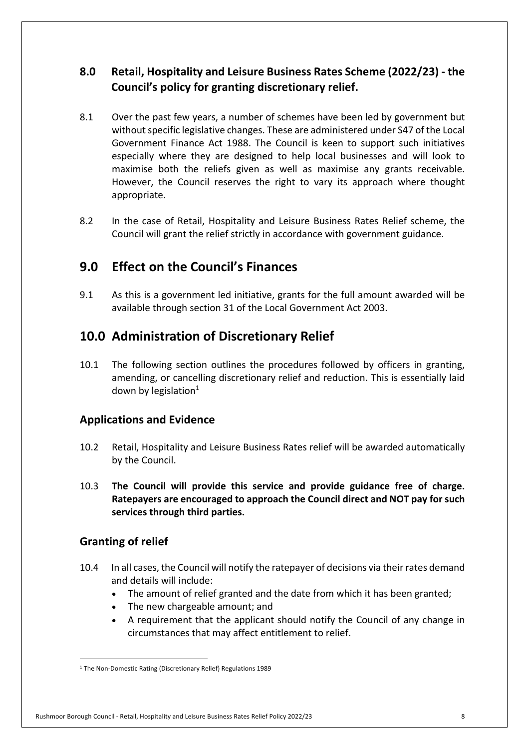## 8.0 Retail, Hospitality and Leisure Business Rates Scheme (2022/23) - the Council's policy for granting discretionary relief.

8.1 Over the past few years, a number of schemes have been led by government but without specific legislative changes. These are administered under S47 of the Local Government Finance Act 1988. The Council is keen to support such initiatives especially where they are designed to help local businesses and will look to maximise both the reliefs given as well as maximise any grants receivable. However, the Council reserves the right to vary its approach where thought appropriate.

8.2 In the case of Retail, Hospitality and Leisure Business Rates Relief scheme, the Council will grant the relief strictly in accordance with government guidance.

# 9.0 Effect on the Council's Finances

9.1 As this is a government led initiative, grants for the full amount awarded will be available through section 31 of the Local Government Act 2003.

# 10.0 Administration of Discretionary Relief

10.1 The following section outlines the procedures followed by officers in granting, amending, or cancelling discretionary relief and reduction. This is essentially laid down by legislation[1]

### Applications and Evidence

10.2 Retail, Hospitality and Leisure Business Rates relief will be awarded automatically by the Council.

10.3 **The Council will provide this service and provide guidance free of charge. Ratepayers are encouraged to approach the Council direct and NOT pay for such services through third parties.**

### Granting of relief

10.4 In all cases, the Council will notify the ratepayer of decisions via their rates demand and details will include:

- The amount of relief granted and the date from which it has been granted;
- The new chargeable amount; and
- A requirement that the applicant should notify the Council of any change in circumstances that may affect entitlement to relief.

[1] The Non-Domestic Rating (Discretionary Relief) Regulations 1989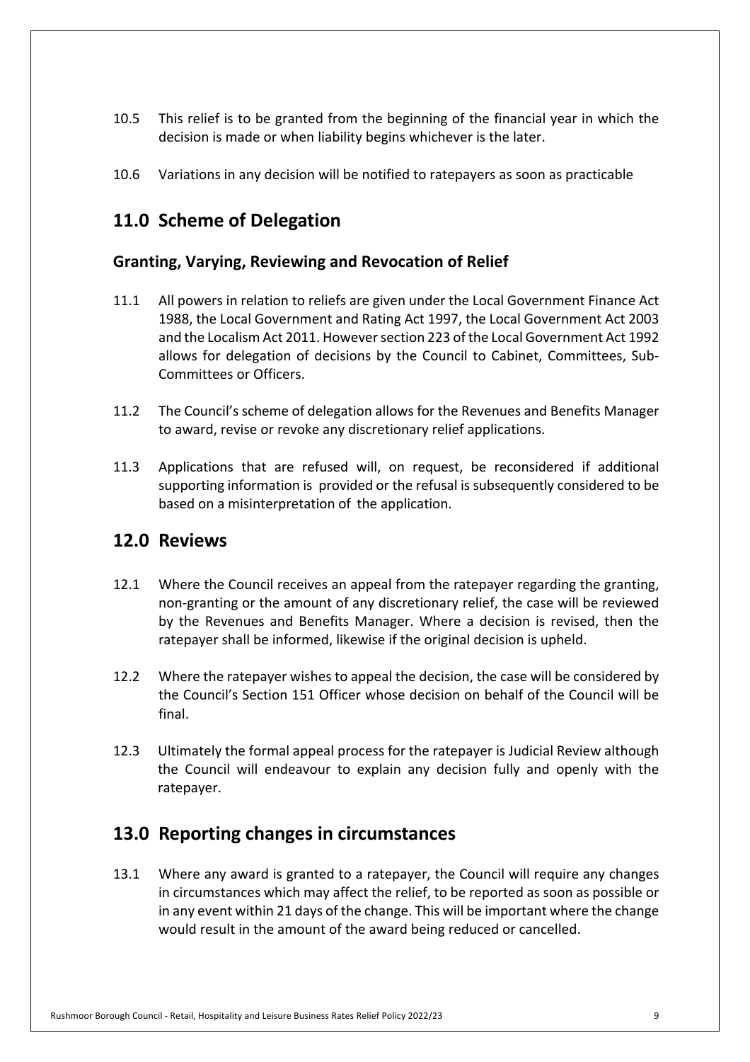10.5 This relief is to be granted from the beginning of the financial year in which the decision is made or when liability begins whichever is the later.

10.6 Variations in any decision will be notified to ratepayers as soon as practicable

## 11.0 Scheme of Delegation

### Granting, Varying, Reviewing and Revocation of Relief

11.1 All powers in relation to reliefs are given under the Local Government Finance Act 1988, the Local Government and Rating Act 1997, the Local Government Act 2003 and the Localism Act 2011. However section 223 of the Local Government Act 1992 allows for delegation of decisions by the Council to Cabinet, Committees, Sub-Committees or Officers.

11.2 The Council's scheme of delegation allows for the Revenues and Benefits Manager to award, revise or revoke any discretionary relief applications.

11.3 Applications that are refused will, on request, be reconsidered if additional supporting information is provided or the refusal is subsequently considered to be based on a misinterpretation of the application.

## 12.0 Reviews

12.1 Where the Council receives an appeal from the ratepayer regarding the granting, non-granting or the amount of any discretionary relief, the case will be reviewed by the Revenues and Benefits Manager. Where a decision is revised, then the ratepayer shall be informed, likewise if the original decision is upheld.

12.2 Where the ratepayer wishes to appeal the decision, the case will be considered by the Council's Section 151 Officer whose decision on behalf of the Council will be final.

12.3 Ultimately the formal appeal process for the ratepayer is Judicial Review although the Council will endeavour to explain any decision fully and openly with the ratepayer.

## 13.0 Reporting changes in circumstances

13.1 Where any award is granted to a ratepayer, the Council will require any changes in circumstances which may affect the relief, to be reported as soon as possible or in any event within 21 days of the change. This will be important where the change would result in the amount of the award being reduced or cancelled.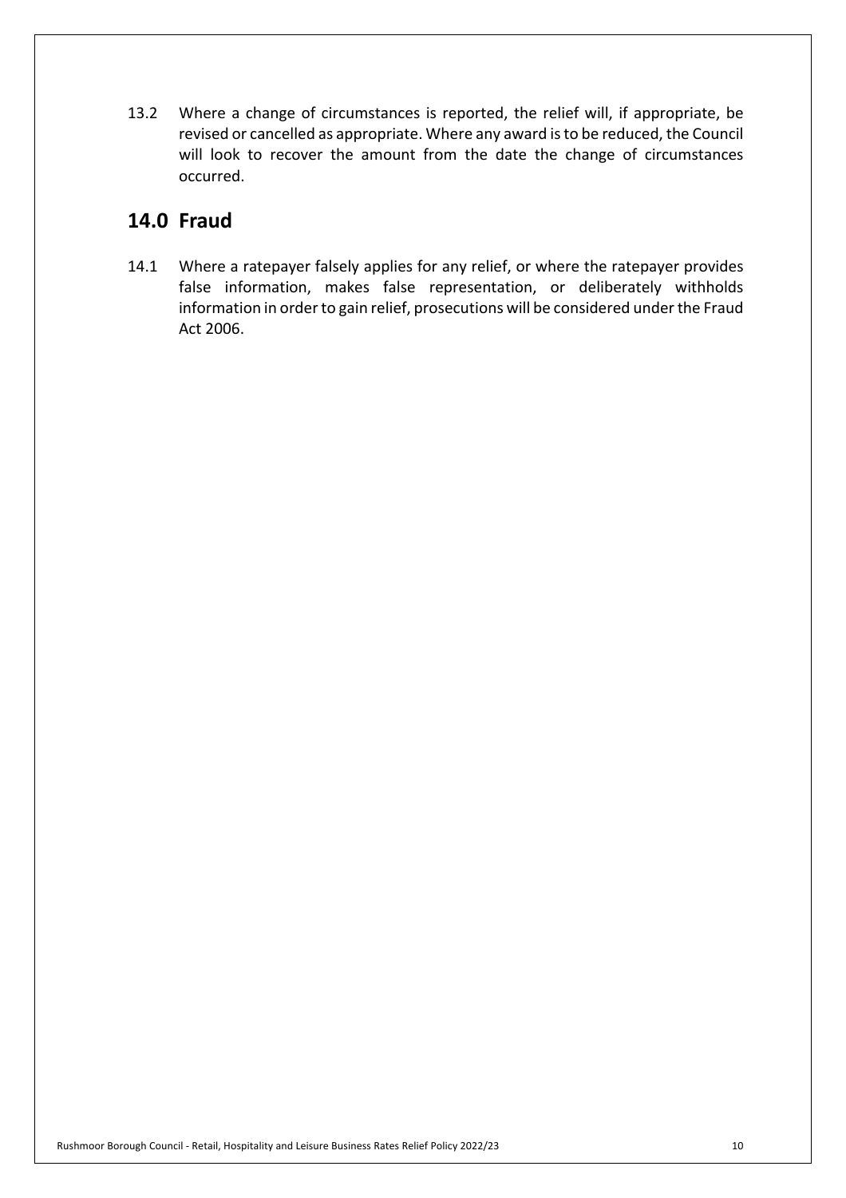13.2 Where a change of circumstances is reported, the relief will, if appropriate, be revised or cancelled as appropriate. Where any award is to be reduced, the Council will look to recover the amount from the date the change of circumstances occurred.

## 14.0 Fraud

14.1 Where a ratepayer falsely applies for any relief, or where the ratepayer provides false information, makes false representation, or deliberately withholds information in order to gain relief, prosecutions will be considered under the Fraud Act 2006.